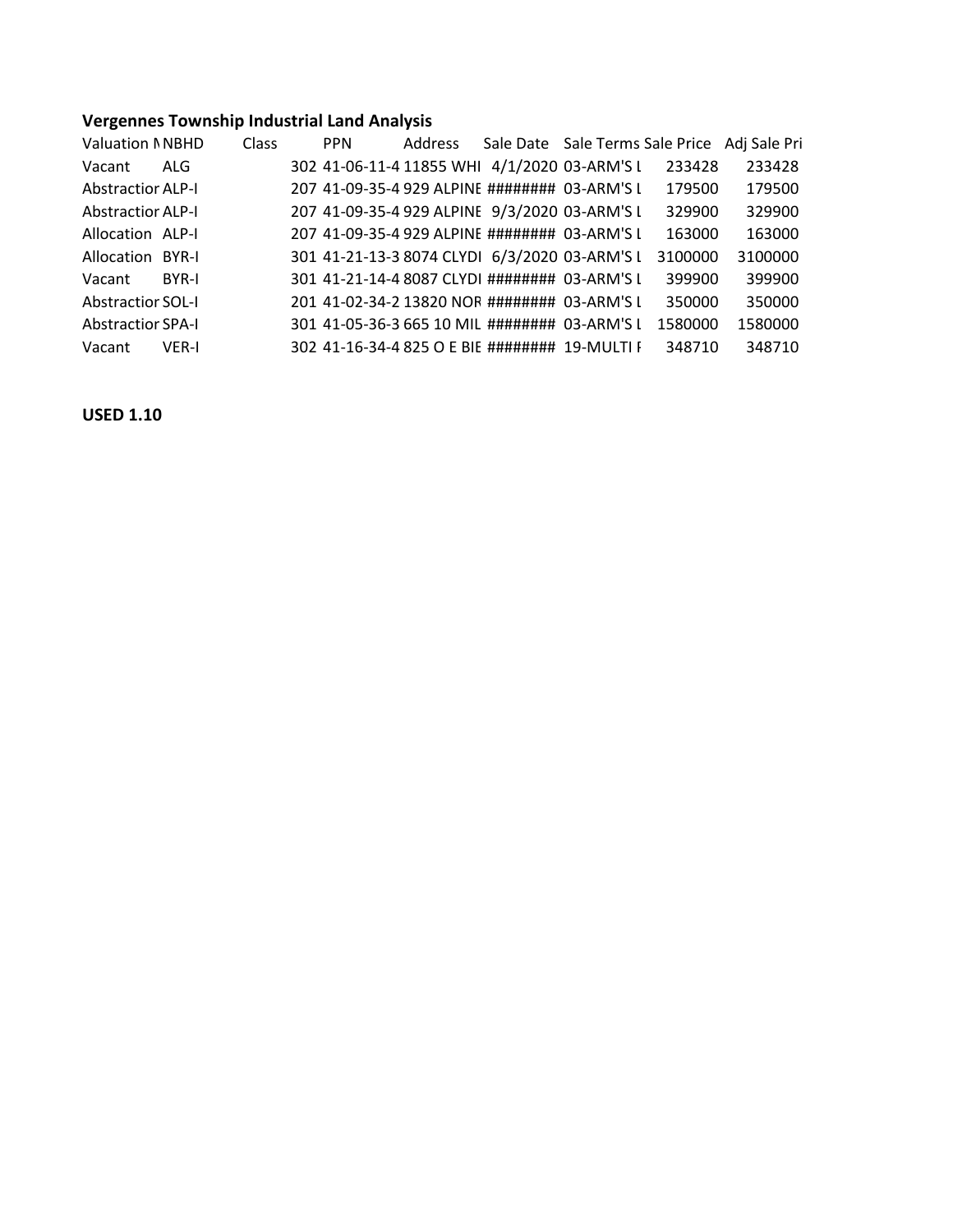**Vergennes Township Industrial Land Analysis**

| Valuation N | NBHD | Class | PPN | Address | Sale Date | Sale Terms | Sale Price | Adj Sale Pri |
|---|---|---|---|---|---|---|---|---|
| Vacant | ALG | 302 | 41-06-11-4 | 11855 WHI | 4/1/2020 | 03-ARM'S L | 233428 | 233428 |
| Abstractior | ALP-I | 207 | 41-09-35-4 | 929 ALPINE | ######## | 03-ARM'S L | 179500 | 179500 |
| Abstractior | ALP-I | 207 | 41-09-35-4 | 929 ALPINE | 9/3/2020 | 03-ARM'S L | 329900 | 329900 |
| Allocation | ALP-I | 207 | 41-09-35-4 | 929 ALPINE | ######## | 03-ARM'S L | 163000 | 163000 |
| Allocation | BYR-I | 301 | 41-21-13-3 | 8074 CLYDI | 6/3/2020 | 03-ARM'S L | 3100000 | 3100000 |
| Vacant | BYR-I | 301 | 41-21-14-4 | 8087 CLYDI | ######## | 03-ARM'S L | 399900 | 399900 |
| Abstractior | SOL-I | 201 | 41-02-34-2 | 13820 NOR | ######## | 03-ARM'S L | 350000 | 350000 |
| Abstractior | SPA-I | 301 | 41-05-36-3 | 665 10 MIL | ######## | 03-ARM'S L | 1580000 | 1580000 |
| Vacant | VER-I | 302 | 41-16-34-4 | 825 O E BIE | ######## | 19-MULTI F | 348710 | 348710 |

**USED 1.10**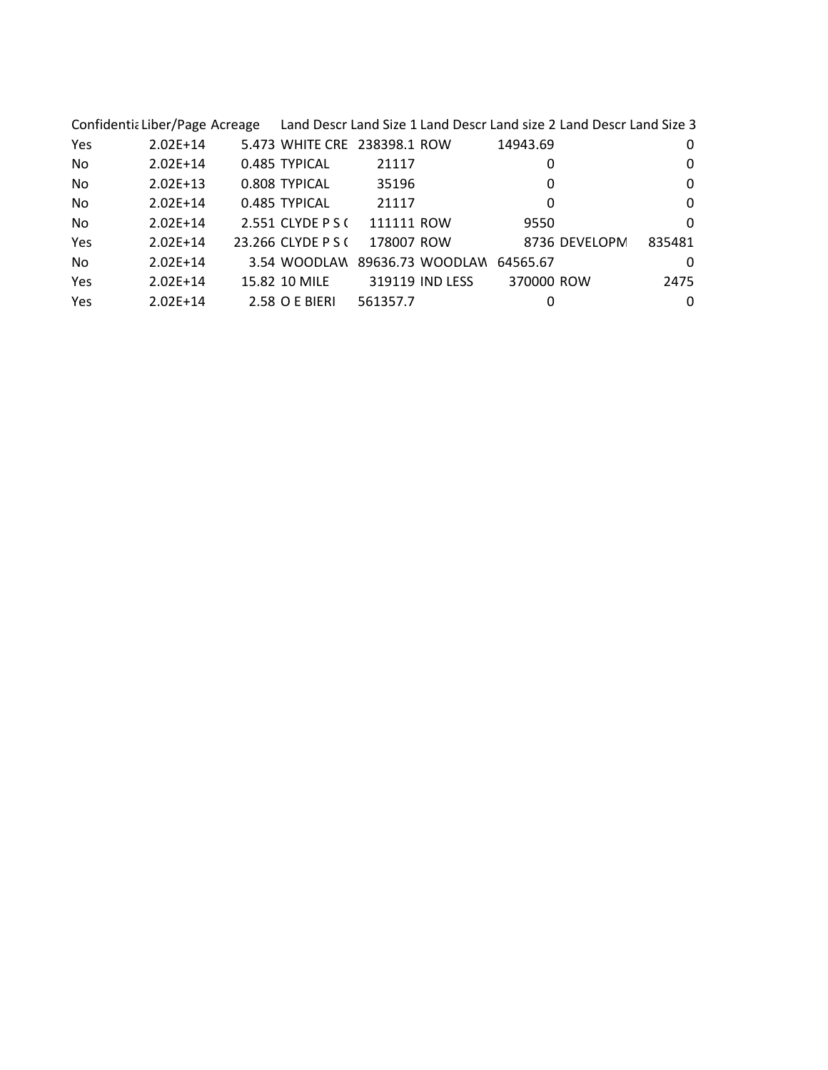| Confidentia | Liber/Page | Acreage | Land Descr | Land Size 1 | Land Descr | Land size 2 | Land Descr | Land Size 3 |
|---|---|---|---|---|---|---|---|---|
| Yes | 2.02E+14 | 5.473 | WHITE CRE | 238398.1 | ROW | 14943.69 | | 0 |
| No | 2.02E+14 | 0.485 | TYPICAL | 21117 | | 0 | | 0 |
| No | 2.02E+13 | 0.808 | TYPICAL | 35196 | | 0 | | 0 |
| No | 2.02E+14 | 0.485 | TYPICAL | 21117 | | 0 | | 0 |
| No | 2.02E+14 | 2.551 | CLYDE P S ( | 111111 | ROW | 9550 | | 0 |
| Yes | 2.02E+14 | 23.266 | CLYDE P S ( | 178007 | ROW | 8736 | DEVELOPM | 835481 |
| No | 2.02E+14 | 3.54 | WOODLAW | 89636.73 | WOODLAW | 64565.67 | | 0 |
| Yes | 2.02E+14 | 15.82 | 10 MILE | 319119 | IND LESS | 370000 | ROW | 2475 |
| Yes | 2.02E+14 | 2.58 | O E BIERI | 561357.7 | | 0 | | 0 |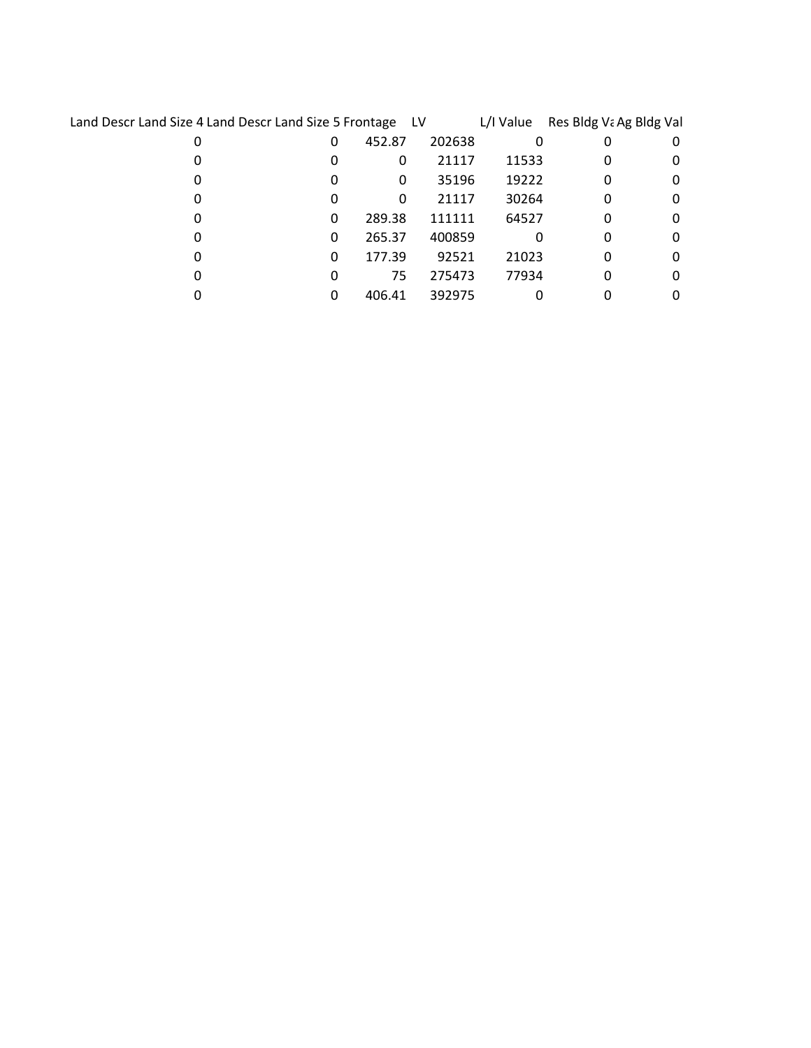| Land Descr | Land Size 4 | Land Descr | Land Size 5 | Frontage | LV | L/I Value | Res Bldg Va | Ag Bldg Val |
|---|---|---|---|---|---|---|---|---|
| | 0 | | 0 | 452.87 | 202638 | 0 | 0 | 0 |
| | 0 | | 0 | 0 | 21117 | 11533 | 0 | 0 |
| | 0 | | 0 | 0 | 35196 | 19222 | 0 | 0 |
| | 0 | | 0 | 0 | 21117 | 30264 | 0 | 0 |
| | 0 | | 0 | 289.38 | 111111 | 64527 | 0 | 0 |
| | 0 | | 0 | 265.37 | 400859 | 0 | 0 | 0 |
| | 0 | | 0 | 177.39 | 92521 | 21023 | 0 | 0 |
| | 0 | | 0 | 75 | 275473 | 77934 | 0 | 0 |
| | 0 | | 0 | 406.41 | 392975 | 0 | 0 | 0 |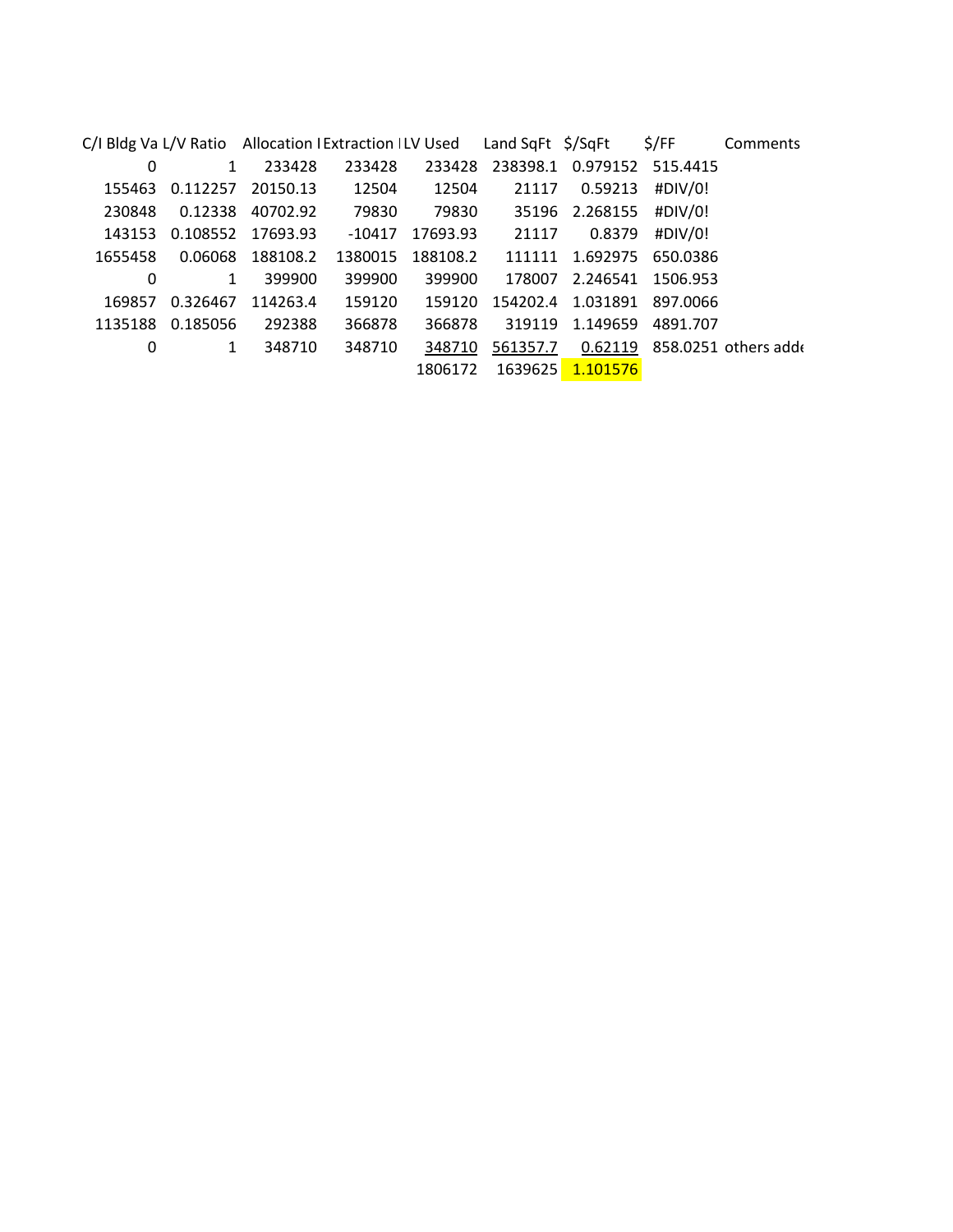| C/I Bldg Va | L/V Ratio | Allocation I | Extraction I | LV Used | Land SqFt | $/SqFt | $/FF | Comments |
|---|---|---|---|---|---|---|---|---|
| 0 | 1 | 233428 | 233428 | 233428 | 238398.1 | 0.979152 | 515.4415 | |
| 155463 | 0.112257 | 20150.13 | 12504 | 12504 | 21117 | 0.59213 | #DIV/0! | |
| 230848 | 0.12338 | 40702.92 | 79830 | 79830 | 35196 | 2.268155 | #DIV/0! | |
| 143153 | 0.108552 | 17693.93 | -10417 | 17693.93 | 21117 | 0.8379 | #DIV/0! | |
| 1655458 | 0.06068 | 188108.2 | 1380015 | 188108.2 | 111111 | 1.692975 | 650.0386 | |
| 0 | 1 | 399900 | 399900 | 399900 | 178007 | 2.246541 | 1506.953 | |
| 169857 | 0.326467 | 114263.4 | 159120 | 159120 | 154202.4 | 1.031891 | 897.0066 | |
| 1135188 | 0.185056 | 292388 | 366878 | 366878 | 319119 | 1.149659 | 4891.707 | |
| 0 | 1 | 348710 | 348710 | 348710 | 561357.7 | 0.62119 | 858.0251 | others adde |
| | | | | 1806172 | 1639625 | 1.101576 | | |